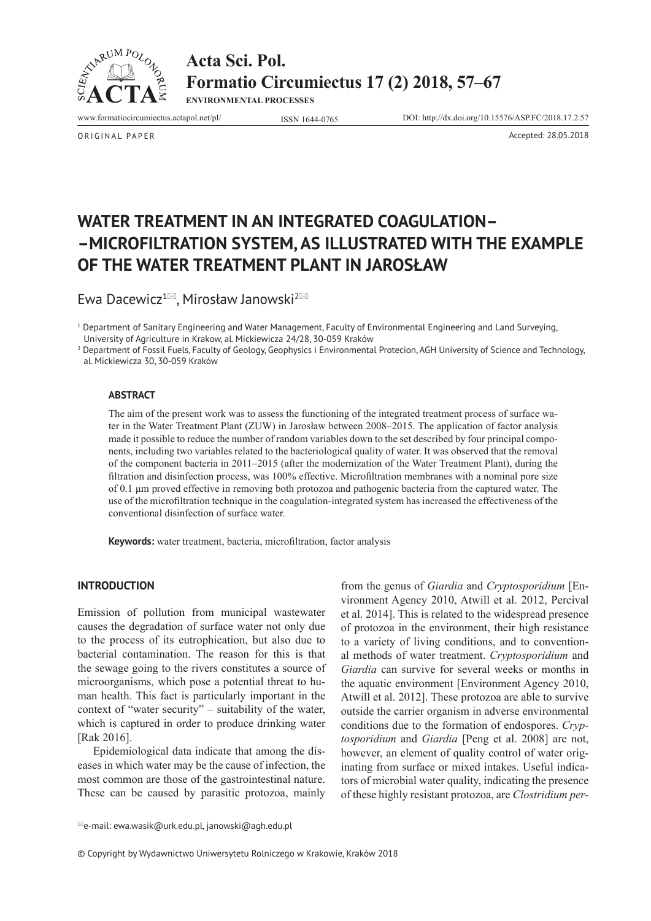ORIGINAL PAPER

Accepted: 28.05.2018

# WATER TREATMENT IN AN INTEGRATED COAGULATION––MICROFILTRATION SYSTEM, AS ILLUSTRATED WITH THE EXAMPLE OF THE WATER TREATMENT PLANT IN JAROSŁAW

Ewa Dacewicz[1], Mirosław Janowski[2]

[1] Department of Sanitary Engineering and Water Management, Faculty of Environmental Engineering and Land Surveying, University of Agriculture in Krakow, al. Mickiewicza 24/28, 30-059 Kraków

[2] Department of Fossil Fuels, Faculty of Geology, Geophysics i Environmental Protecion, AGH University of Science and Technology, al. Mickiewicza 30, 30-059 Kraków

### ABSTRACT

The aim of the present work was to assess the functioning of the integrated treatment process of surface water in the Water Treatment Plant (ZUW) in Jarosław between 2008–2015. The application of factor analysis made it possible to reduce the number of random variables down to the set described by four principal components, including two variables related to the bacteriological quality of water. It was observed that the removal of the component bacteria in 2011–2015 (after the modernization of the Water Treatment Plant), during the filtration and disinfection process, was 100% effective. Microfiltration membranes with a nominal pore size of 0.1 μm proved effective in removing both protozoa and pathogenic bacteria from the captured water. The use of the microfiltration technique in the coagulation-integrated system has increased the effectiveness of the conventional disinfection of surface water.

**Keywords:** water treatment, bacteria, microfiltration, factor analysis

## INTRODUCTION

Emission of pollution from municipal wastewater causes the degradation of surface water not only due to the process of its eutrophication, but also due to bacterial contamination. The reason for this is that the sewage going to the rivers constitutes a source of microorganisms, which pose a potential threat to human health. This fact is particularly important in the context of "water security" – suitability of the water, which is captured in order to produce drinking water [Rak 2016].

Epidemiological data indicate that among the diseases in which water may be the cause of infection, the most common are those of the gastrointestinal nature. These can be caused by parasitic protozoa, mainly from the genus of *Giardia* and *Cryptosporidium* [Environment Agency 2010, Atwill et al. 2012, Percival et al. 2014]. This is related to the widespread presence of protozoa in the environment, their high resistance to a variety of living conditions, and to conventional methods of water treatment. *Cryptosporidium* and *Giardia* can survive for several weeks or months in the aquatic environment [Environment Agency 2010, Atwill et al. 2012]. These protozoa are able to survive outside the carrier organism in adverse environmental conditions due to the formation of endospores. *Cryptosporidium* and *Giardia* [Peng et al. 2008] are not, however, an element of quality control of water originating from surface or mixed intakes. Useful indicators of microbial water quality, indicating the presence of these highly resistant protozoa, are *Clostridium per-*

e-mail: ewa.wasik@urk.edu.pl, janowski@agh.edu.pl

© Copyright by Wydawnictwo Uniwersytetu Rolniczego w Krakowie, Kraków 2018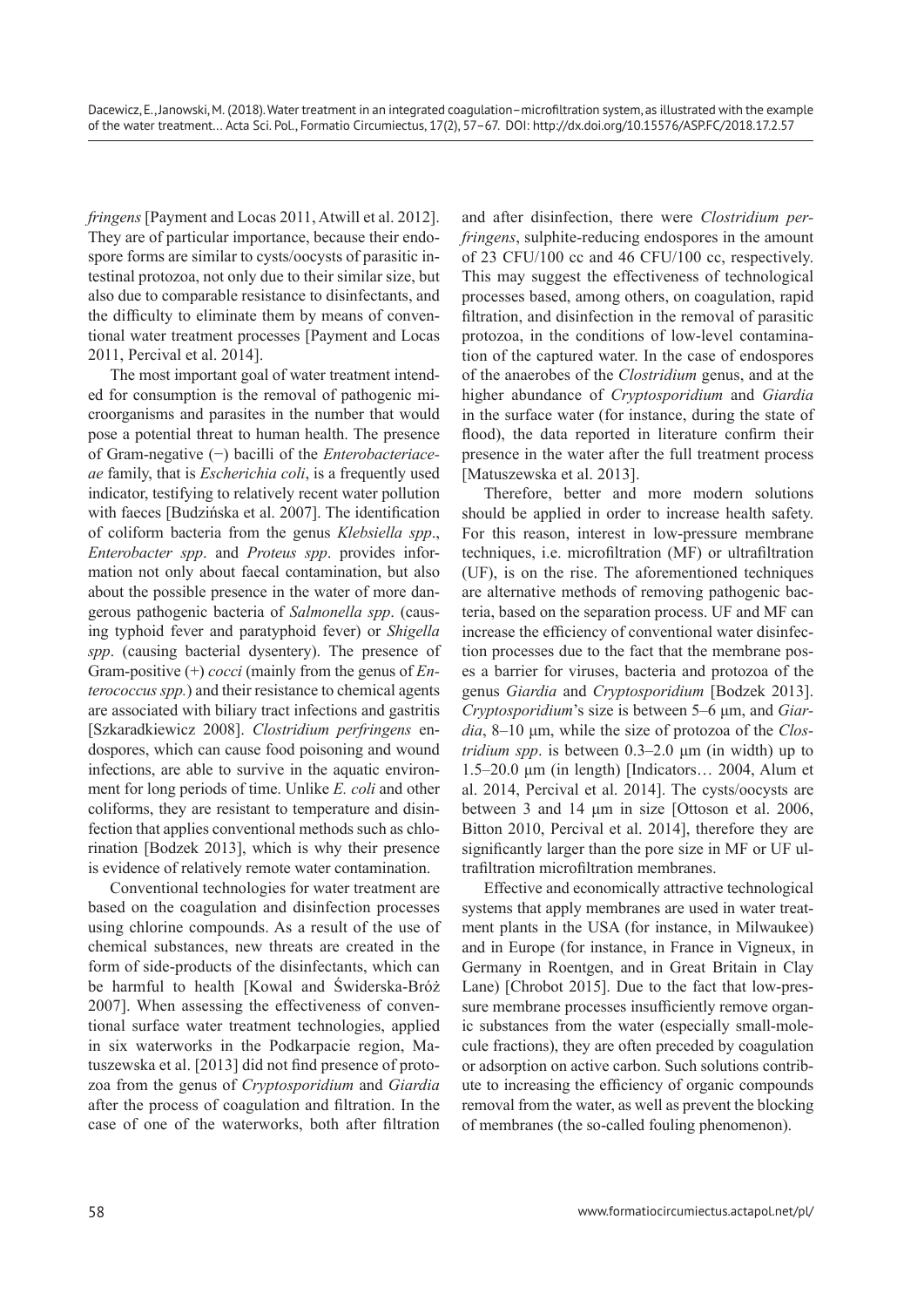*fringens* [Payment and Locas 2011, Atwill et al. 2012]. They are of particular importance, because their endospore forms are similar to cysts/oocysts of parasitic intestinal protozoa, not only due to their similar size, but also due to comparable resistance to disinfectants, and the difficulty to eliminate them by means of conventional water treatment processes [Payment and Locas 2011, Percival et al. 2014].

The most important goal of water treatment intended for consumption is the removal of pathogenic microorganisms and parasites in the number that would pose a potential threat to human health. The presence of Gram-negative (−) bacilli of the *Enterobacteriaceae* family, that is *Escherichia coli*, is a frequently used indicator, testifying to relatively recent water pollution with faeces [Budzińska et al. 2007]. The identification of coliform bacteria from the genus *Klebsiella spp*., *Enterobacter spp*. and *Proteus spp*. provides information not only about faecal contamination, but also about the possible presence in the water of more dangerous pathogenic bacteria of *Salmonella spp*. (causing typhoid fever and paratyphoid fever) or *Shigella spp*. (causing bacterial dysentery). The presence of Gram-positive (+) *cocci* (mainly from the genus of *Enterococcus spp.*) and their resistance to chemical agents are associated with biliary tract infections and gastritis [Szkaradkiewicz 2008]. *Clostridium perfringens* endospores, which can cause food poisoning and wound infections, are able to survive in the aquatic environment for long periods of time. Unlike *E. coli* and other coliforms, they are resistant to temperature and disinfection that applies conventional methods such as chlorination [Bodzek 2013], which is why their presence is evidence of relatively remote water contamination.

Conventional technologies for water treatment are based on the coagulation and disinfection processes using chlorine compounds. As a result of the use of chemical substances, new threats are created in the form of side-products of the disinfectants, which can be harmful to health [Kowal and Świderska-Bróż 2007]. When assessing the effectiveness of conventional surface water treatment technologies, applied in six waterworks in the Podkarpacie region, Matuszewska et al. [2013] did not find presence of protozoa from the genus of *Cryptosporidium* and *Giardia* after the process of coagulation and filtration. In the case of one of the waterworks, both after filtration and after disinfection, there were *Clostridium perfringens*, sulphite-reducing endospores in the amount of 23 CFU/100 cc and 46 CFU/100 cc, respectively. This may suggest the effectiveness of technological processes based, among others, on coagulation, rapid filtration, and disinfection in the removal of parasitic protozoa, in the conditions of low-level contamination of the captured water. In the case of endospores of the anaerobes of the *Clostridium* genus, and at the higher abundance of *Cryptosporidium* and *Giardia* in the surface water (for instance, during the state of flood), the data reported in literature confirm their presence in the water after the full treatment process [Matuszewska et al. 2013].

Therefore, better and more modern solutions should be applied in order to increase health safety. For this reason, interest in low-pressure membrane techniques, i.e. microfiltration (MF) or ultrafiltration (UF), is on the rise. The aforementioned techniques are alternative methods of removing pathogenic bacteria, based on the separation process. UF and MF can increase the efficiency of conventional water disinfection processes due to the fact that the membrane poses a barrier for viruses, bacteria and protozoa of the genus *Giardia* and *Cryptosporidium* [Bodzek 2013]. *Cryptosporidium*'s size is between 5–6 μm, and *Giardia*, 8–10 μm, while the size of protozoa of the *Clostridium spp*. is between 0.3–2.0 μm (in width) up to 1.5–20.0 μm (in length) [Indicators… 2004, Alum et al. 2014, Percival et al. 2014]. The cysts/oocysts are between 3 and 14 μm in size [Ottoson et al. 2006, Bitton 2010, Percival et al. 2014], therefore they are significantly larger than the pore size in MF or UF ultrafiltration microfiltration membranes.

Effective and economically attractive technological systems that apply membranes are used in water treatment plants in the USA (for instance, in Milwaukee) and in Europe (for instance, in France in Vigneux, in Germany in Roentgen, and in Great Britain in Clay Lane) [Chrobot 2015]. Due to the fact that low-pressure membrane processes insufficiently remove organic substances from the water (especially small-molecule fractions), they are often preceded by coagulation or adsorption on active carbon. Such solutions contribute to increasing the efficiency of organic compounds removal from the water, as well as prevent the blocking of membranes (the so-called fouling phenomenon).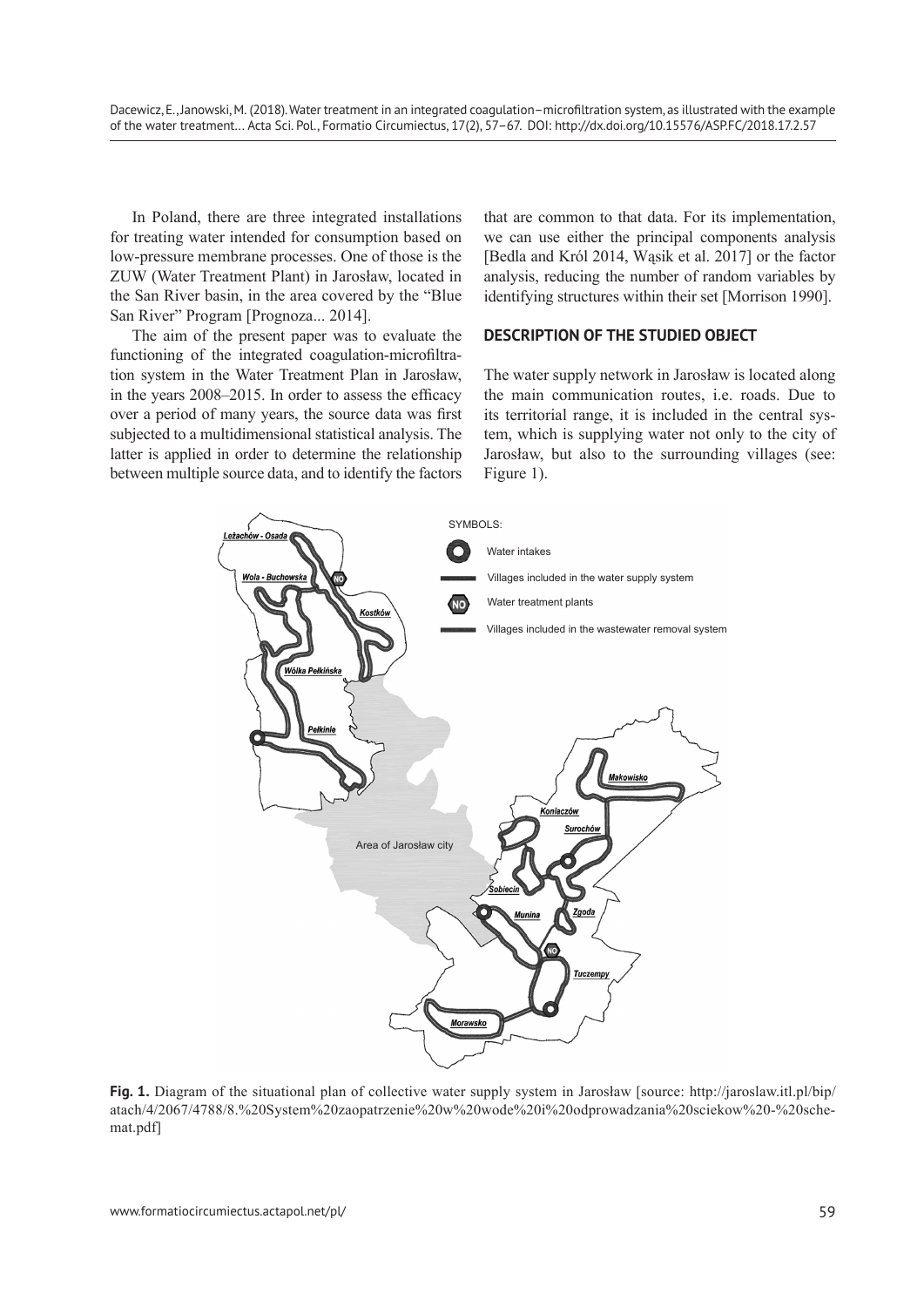In Poland, there are three integrated installations for treating water intended for consumption based on low-pressure membrane processes. One of those is the ZUW (Water Treatment Plant) in Jarosław, located in the San River basin, in the area covered by the "Blue San River" Program [Prognoza... 2014].

The aim of the present paper was to evaluate the functioning of the integrated coagulation-microfiltration system in the Water Treatment Plan in Jarosław, in the years 2008–2015. In order to assess the efficacy over a period of many years, the source data was first subjected to a multidimensional statistical analysis. The latter is applied in order to determine the relationship between multiple source data, and to identify the factors that are common to that data. For its implementation, we can use either the principal components analysis [Bedla and Król 2014, Wąsik et al. 2017] or the factor analysis, reducing the number of random variables by identifying structures within their set [Morrison 1990].

## DESCRIPTION OF THE STUDIED OBJECT

The water supply network in Jarosław is located along the main communication routes, i.e. roads. Due to its territorial range, it is included in the central system, which is supplying water not only to the city of Jarosław, but also to the surrounding villages (see: Figure 1).

**Fig. 1.** Diagram of the situational plan of collective water supply system in Jarosław [source: http://jaroslaw.itl.pl/bip/atach/4/2067/4788/8.%20System%20zaopatrzenie%20w%20wode%20i%20odprowadzania%20sciekow%20-%20schemat.pdf]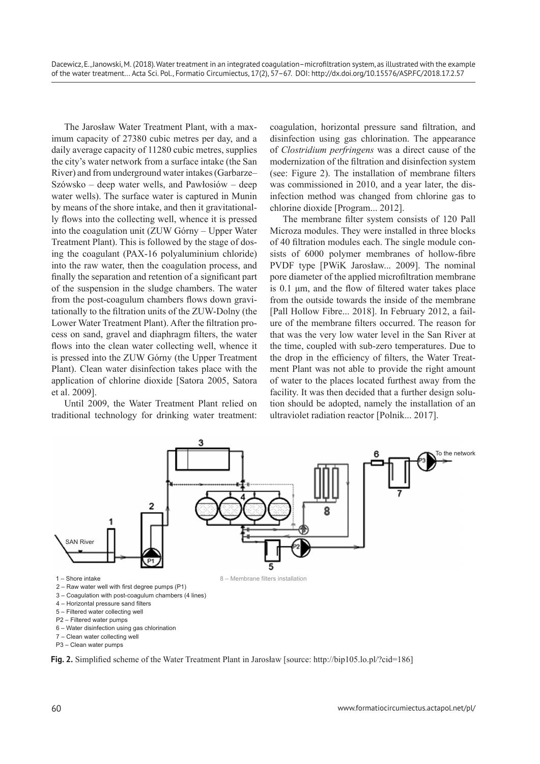The Jarosław Water Treatment Plant, with a maximum capacity of 27380 cubic metres per day, and a daily average capacity of 11280 cubic metres, supplies the city's water network from a surface intake (the San River) and from underground water intakes (Garbarze–Szówsko – deep water wells, and Pawłosiów – deep water wells). The surface water is captured in Munin by means of the shore intake, and then it gravitationally flows into the collecting well, whence it is pressed into the coagulation unit (ZUW Górny – Upper Water Treatment Plant). This is followed by the stage of dosing the coagulant (PAX-16 polyaluminium chloride) into the raw water, then the coagulation process, and finally the separation and retention of a significant part of the suspension in the sludge chambers. The water from the post-coagulum chambers flows down gravitationally to the filtration units of the ZUW-Dolny (the Lower Water Treatment Plant). After the filtration process on sand, gravel and diaphragm filters, the water flows into the clean water collecting well, whence it is pressed into the ZUW Górny (the Upper Treatment Plant). Clean water disinfection takes place with the application of chlorine dioxide [Satora 2005, Satora et al. 2009].

Until 2009, the Water Treatment Plant relied on traditional technology for drinking water treatment: coagulation, horizontal pressure sand filtration, and disinfection using gas chlorination. The appearance of *Clostridium perfringens* was a direct cause of the modernization of the filtration and disinfection system (see: Figure 2). The installation of membrane filters was commissioned in 2010, and a year later, the disinfection method was changed from chlorine gas to chlorine dioxide [Program... 2012].

The membrane filter system consists of 120 Pall Microza modules. They were installed in three blocks of 40 filtration modules each. The single module consists of 6000 polymer membranes of hollow-fibre PVDF type [PWiK Jarosław... 2009]. The nominal pore diameter of the applied microfiltration membrane is 0.1 μm, and the flow of filtered water takes place from the outside towards the inside of the membrane [Pall Hollow Fibre... 2018]. In February 2012, a failure of the membrane filters occurred. The reason for that was the very low water level in the San River at the time, coupled with sub-zero temperatures. Due to the drop in the efficiency of filters, the Water Treatment Plant was not able to provide the right amount of water to the places located furthest away from the facility. It was then decided that a further design solution should be adopted, namely the installation of an ultraviolet radiation reactor [Polnik... 2017].

1 – Shore intake
2 – Raw water well with first degree pumps (P1)
3 – Coagulation with post-coagulum chambers (4 lines)
4 – Horizontal pressure sand filters
5 – Filtered water collecting well
P2 – Filtered water pumps
6 – Water disinfection using gas chlorination
7 – Clean water collecting well
P3 – Clean water pumps
8 – Membrane filters installation

**Fig. 2.** Simplified scheme of the Water Treatment Plant in Jarosław [source: http://bip105.lo.pl/?cid=186]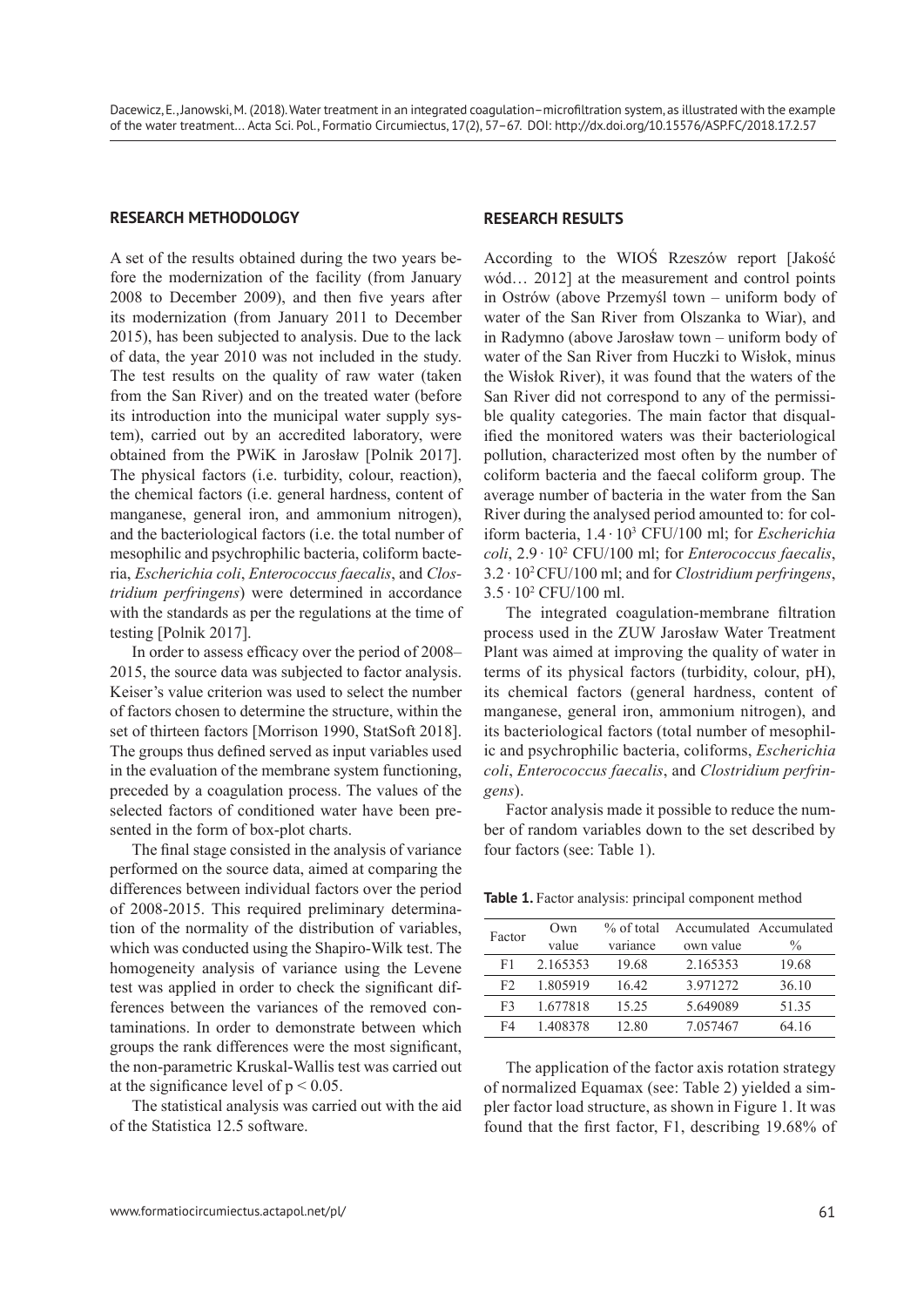## RESEARCH METHODOLOGY

A set of the results obtained during the two years before the modernization of the facility (from January 2008 to December 2009), and then five years after its modernization (from January 2011 to December 2015), has been subjected to analysis. Due to the lack of data, the year 2010 was not included in the study. The test results on the quality of raw water (taken from the San River) and on the treated water (before its introduction into the municipal water supply system), carried out by an accredited laboratory, were obtained from the PWiK in Jarosław [Polnik 2017]. The physical factors (i.e. turbidity, colour, reaction), the chemical factors (i.e. general hardness, content of manganese, general iron, and ammonium nitrogen), and the bacteriological factors (i.e. the total number of mesophilic and psychrophilic bacteria, coliform bacteria, *Escherichia coli*, *Enterococcus faecalis*, and *Clostridium perfringens*) were determined in accordance with the standards as per the regulations at the time of testing [Polnik 2017].

In order to assess efficacy over the period of 2008–2015, the source data was subjected to factor analysis. Keiser's value criterion was used to select the number of factors chosen to determine the structure, within the set of thirteen factors [Morrison 1990, StatSoft 2018]. The groups thus defined served as input variables used in the evaluation of the membrane system functioning, preceded by a coagulation process. The values of the selected factors of conditioned water have been presented in the form of box-plot charts.

The final stage consisted in the analysis of variance performed on the source data, aimed at comparing the differences between individual factors over the period of 2008-2015. This required preliminary determination of the normality of the distribution of variables, which was conducted using the Shapiro-Wilk test. The homogeneity analysis of variance using the Levene test was applied in order to check the significant differences between the variances of the removed contaminations. In order to demonstrate between which groups the rank differences were the most significant, the non-parametric Kruskal-Wallis test was carried out at the significance level of $p < 0.05$.

The statistical analysis was carried out with the aid of the Statistica 12.5 software.

## RESEARCH RESULTS

According to the WIOŚ Rzeszów report [Jakość wód… 2012] at the measurement and control points in Ostrów (above Przemyśl town – uniform body of water of the San River from Olszanka to Wiar), and in Radymno (above Jarosław town – uniform body of water of the San River from Huczki to Wisłok, minus the Wisłok River), it was found that the waters of the San River did not correspond to any of the permissible quality categories. The main factor that disqualified the monitored waters was their bacteriological pollution, characterized most often by the number of coliform bacteria and the faecal coliform group. The average number of bacteria in the water from the San River during the analysed period amounted to: for coliform bacteria, $1.4 \cdot 10^3$ CFU/100 ml; for *Escherichia coli*, $2.9 \cdot 10^2$ CFU/100 ml; for *Enterococcus faecalis*, $3.2 \cdot 10^2$ CFU/100 ml; and for *Clostridium perfringens*, $3.5 \cdot 10^2$ CFU/100 ml.

The integrated coagulation-membrane filtration process used in the ZUW Jarosław Water Treatment Plant was aimed at improving the quality of water in terms of its physical factors (turbidity, colour, pH), its chemical factors (general hardness, content of manganese, general iron, ammonium nitrogen), and its bacteriological factors (total number of mesophilic and psychrophilic bacteria, coliforms, *Escherichia coli*, *Enterococcus faecalis*, and *Clostridium perfringens*).

Factor analysis made it possible to reduce the number of random variables down to the set described by four factors (see: Table 1).

**Table 1.** Factor analysis: principal component method

| Factor | Own value | % of total variance | Accumulated own value | Accumulated % |
|---|---|---|---|---|
| F1 | 2.165353 | 19.68 | 2.165353 | 19.68 |
| F2 | 1.805919 | 16.42 | 3.971272 | 36.10 |
| F3 | 1.677818 | 15.25 | 5.649089 | 51.35 |
| F4 | 1.408378 | 12.80 | 7.057467 | 64.16 |

The application of the factor axis rotation strategy of normalized Equamax (see: Table 2) yielded a simpler factor load structure, as shown in Figure 1. It was found that the first factor, F1, describing 19.68% of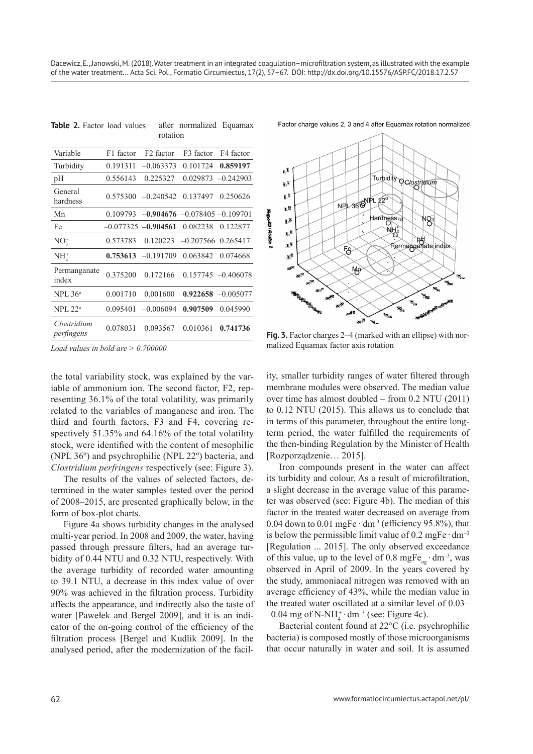**Table 2.** Factor load values after normalized Equamax rotation

| Variable | F1 factor | F2 factor | F3 factor | F4 factor |
|---|---|---|---|---|
| Turbidity | 0.191311 | –0.063373 | 0.101724 | **0.859197** |
| pH | 0.556143 | 0.225327 | 0.029873 | –0.242903 |
| General hardness | 0.575300 | –0.240542 | 0.137497 | 0.250626 |
| Mn | 0.109793 | **–0.904676** | –0.078405 | –0.109701 |
| Fe | –0.077325 | **–0.904561** | 0.082238 | 0.122877 |
| $NO_3^-$ | 0.573783 | 0.120223 | –0.207566 | 0.265417 |
| $NH_4^+$ | **0.753613** | –0.191709 | 0.063842 | 0.074668 |
| Permanganate index | 0.375200 | 0.172166 | 0.157745 | –0.406078 |
| NPL 36° | 0.001710 | 0.001600 | **0.922658** | –0.005077 |
| NPL 22° | 0.095401 | –0.006094 | **0.907509** | 0.045990 |
| *Clostridium perfingens* | 0.078031 | 0.093567 | 0.010361 | **0.741736** |

*Load values in bold are > 0.700000*

Factor charge values 2, 3 and 4 after Equamax rotation normalized

**Fig. 3.** Factor charges 2–4 (marked with an ellipse) with normalized Equamax factor axis rotation

the total variability stock, was explained by the variable of ammonium ion. The second factor, F2, representing 36.1% of the total volatility, was primarily related to the variables of manganese and iron. The third and fourth factors, F3 and F4, covering respectively 51.35% and 64.16% of the total volatility stock, were identified with the content of mesophilic (NPL 36°) and psychrophilic (NPL 22°) bacteria, and *Clostridium perfringens* respectively (see: Figure 3).

The results of the values of selected factors, determined in the water samples tested over the period of 2008–2015, are presented graphically below, in the form of box-plot charts.

Figure 4a shows turbidity changes in the analysed multi-year period. In 2008 and 2009, the water, having passed through pressure filters, had an average turbidity of 0.44 NTU and 0.32 NTU, respectively. With the average turbidity of recorded water amounting to 39.1 NTU, a decrease in this index value of over 90% was achieved in the filtration process. Turbidity affects the appearance, and indirectly also the taste of water [Pawełek and Bergel 2009], and it is an indicator of the on-going control of the efficiency of the filtration process [Bergel and Kudlik 2009]. In the analysed period, after the modernization of the facility, smaller turbidity ranges of water filtered through membrane modules were observed. The median value over time has almost doubled – from 0.2 NTU (2011) to 0.12 NTU (2015). This allows us to conclude that in terms of this parameter, throughout the entire long-term period, the water fulfilled the requirements of the then-binding Regulation by the Minister of Health [Rozporządzenie… 2015].

Iron compounds present in the water can affect its turbidity and colour. As a result of microfiltration, a slight decrease in the average value of this parameter was observed (see: Figure 4b). The median of this factor in the treated water decreased on average from 0.04 down to 0.01 mgFe · $dm^{-3}$ (efficiency 95.8%), that is below the permissible limit value of 0.2 mgFe · $dm^{-3}$ [Regulation ... 2015]. The only observed exceedance of this value, up to the level of 0.8 $mgFe_{og}$ · $dm^{-3}$, was observed in April of 2009. In the years covered by the study, ammoniacal nitrogen was removed with an average efficiency of 43%, while the median value in the treated water oscillated at a similar level of 0.03–0.04 mg of N-$NH_4^+$ · $dm^{-3}$ (see: Figure 4c).

Bacterial content found at 22°C (i.e. psychrophilic bacteria) is composed mostly of those microorganisms that occur naturally in water and soil. It is assumed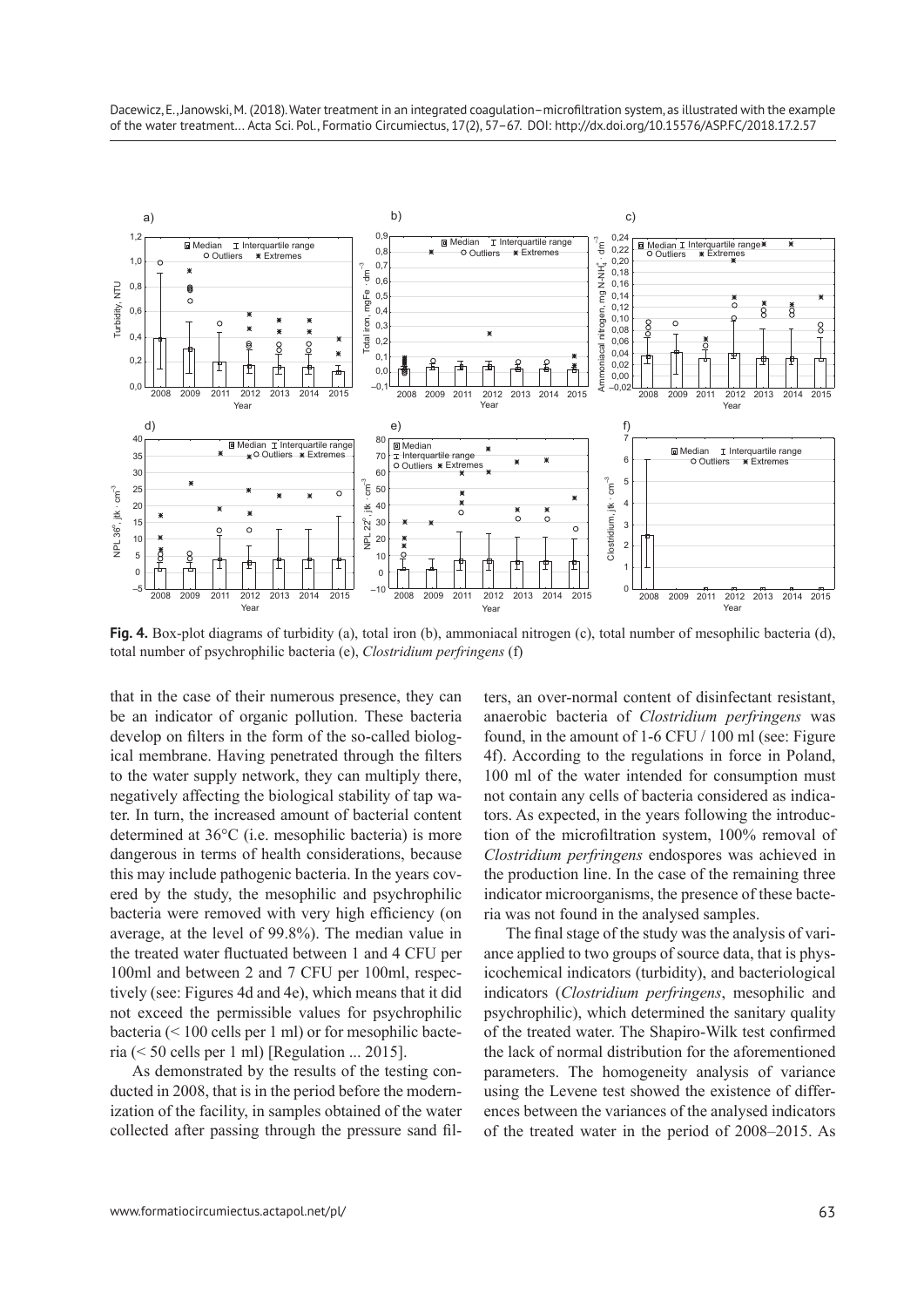**Fig. 4.** Box-plot diagrams of turbidity (a), total iron (b), ammoniacal nitrogen (c), total number of mesophilic bacteria (d), total number of psychrophilic bacteria (e), *Clostridium perfringens* (f)

that in the case of their numerous presence, they can be an indicator of organic pollution. These bacteria develop on filters in the form of the so-called biological membrane. Having penetrated through the filters to the water supply network, they can multiply there, negatively affecting the biological stability of tap water. In turn, the increased amount of bacterial content determined at 36°C (i.e. mesophilic bacteria) is more dangerous in terms of health considerations, because this may include pathogenic bacteria. In the years covered by the study, the mesophilic and psychrophilic bacteria were removed with very high efficiency (on average, at the level of 99.8%). The median value in the treated water fluctuated between 1 and 4 CFU per 100ml and between 2 and 7 CFU per 100ml, respectively (see: Figures 4d and 4e), which means that it did not exceed the permissible values for psychrophilic bacteria (< 100 cells per 1 ml) or for mesophilic bacteria (< 50 cells per 1 ml) [Regulation ... 2015].

As demonstrated by the results of the testing conducted in 2008, that is in the period before the modernization of the facility, in samples obtained of the water collected after passing through the pressure sand filters, an over-normal content of disinfectant resistant, anaerobic bacteria of *Clostridium perfringens* was found, in the amount of 1-6 CFU / 100 ml (see: Figure 4f). According to the regulations in force in Poland, 100 ml of the water intended for consumption must not contain any cells of bacteria considered as indicators. As expected, in the years following the introduction of the microfiltration system, 100% removal of *Clostridium perfringens* endospores was achieved in the production line. In the case of the remaining three indicator microorganisms, the presence of these bacteria was not found in the analysed samples.

The final stage of the study was the analysis of variance applied to two groups of source data, that is physicochemical indicators (turbidity), and bacteriological indicators (*Clostridium perfringens*, mesophilic and psychrophilic), which determined the sanitary quality of the treated water. The Shapiro-Wilk test confirmed the lack of normal distribution for the aforementioned parameters. The homogeneity analysis of variance using the Levene test showed the existence of differences between the variances of the analysed indicators of the treated water in the period of 2008–2015. As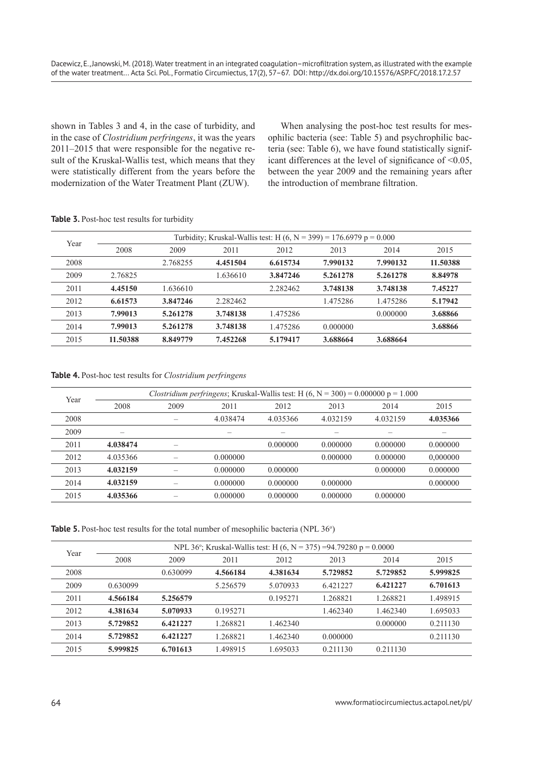shown in Tables 3 and 4, in the case of turbidity, and in the case of *Clostridium perfringens*, it was the years 2011–2015 that were responsible for the negative result of the Kruskal-Wallis test, which means that they were statistically different from the years before the modernization of the Water Treatment Plant (ZUW).

When analysing the post-hoc test results for mesophilic bacteria (see: Table 5) and psychrophilic bacteria (see: Table 6), we have found statistically significant differences at the level of significance of <0.05, between the year 2009 and the remaining years after the introduction of membrane filtration.

**Table 3.** Post-hoc test results for turbidity

| Year | Turbidity; Kruskal-Wallis test: H (6, N = 399) = 176.6979 p = 0.000 | | | | | | |
|---|---|---|---|---|---|---|---|
| | 2008 | 2009 | 2011 | 2012 | 2013 | 2014 | 2015 |
| 2008 | | 2.768255 | **4.451504** | **6.615734** | **7.990132** | **7.990132** | **11.50388** |
| 2009 | 2.76825 | | 1.636610 | **3.847246** | **5.261278** | **5.261278** | **8.84978** |
| 2011 | **4.45150** | 1.636610 | | 2.282462 | **3.748138** | **3.748138** | **7.45227** |
| 2012 | **6.61573** | **3.847246** | 2.282462 | | 1.475286 | 1.475286 | **5.17942** |
| 2013 | **7.99013** | **5.261278** | **3.748138** | 1.475286 | | 0.000000 | **3.68866** |
| 2014 | **7.99013** | **5.261278** | **3.748138** | 1.475286 | 0.000000 | | **3.68866** |
| 2015 | **11.50388** | **8.849779** | **7.452268** | **5.179417** | **3.688664** | **3.688664** | |

**Table 4.** Post-hoc test results for *Clostridium perfringens*

| Year | *Clostridium perfringens*; Kruskal-Wallis test: H (6, N = 300) = 0.000000 p = 1.000 | | | | | | |
|---|---|---|---|---|---|---|---|
| | 2008 | 2009 | 2011 | 2012 | 2013 | 2014 | 2015 |
| 2008 | | – | 4.038474 | 4.035366 | 4.032159 | 4.032159 | **4.035366** |
| 2009 | – | | – | – | – | – | – |
| 2011 | **4.038474** | – | | 0.000000 | 0.000000 | 0.000000 | 0.000000 |
| 2012 | 4.035366 | – | 0.000000 | | 0.000000 | 0.000000 | 0,000000 |
| 2013 | **4.032159** | – | 0.000000 | 0.000000 | | 0.000000 | 0.000000 |
| 2014 | **4.032159** | – | 0.000000 | 0.000000 | 0.000000 | | 0.000000 |
| 2015 | **4.035366** | – | 0.000000 | 0.000000 | 0.000000 | 0.000000 | |

**Table 5.** Post-hoc test results for the total number of mesophilic bacteria (NPL 36°)

| Year | NPL 36°; Kruskal-Wallis test: H (6, N = 375) =94.79280 p = 0.0000 | | | | | | |
|---|---|---|---|---|---|---|---|
| | 2008 | 2009 | 2011 | 2012 | 2013 | 2014 | 2015 |
| 2008 | | 0.630099 | **4.566184** | **4.381634** | **5.729852** | **5.729852** | **5.999825** |
| 2009 | 0.630099 | | 5.256579 | 5.070933 | 6.421227 | **6.421227** | **6.701613** |
| 2011 | **4.566184** | **5.256579** | | 0.195271 | 1.268821 | 1.268821 | 1.498915 |
| 2012 | **4.381634** | **5.070933** | 0.195271 | | 1.462340 | 1.462340 | 1.695033 |
| 2013 | **5.729852** | **6.421227** | 1.268821 | 1.462340 | | 0.000000 | 0.211130 |
| 2014 | **5.729852** | **6.421227** | 1.268821 | 1.462340 | 0.000000 | | 0.211130 |
| 2015 | **5.999825** | **6.701613** | 1.498915 | 1.695033 | 0.211130 | 0.211130 | |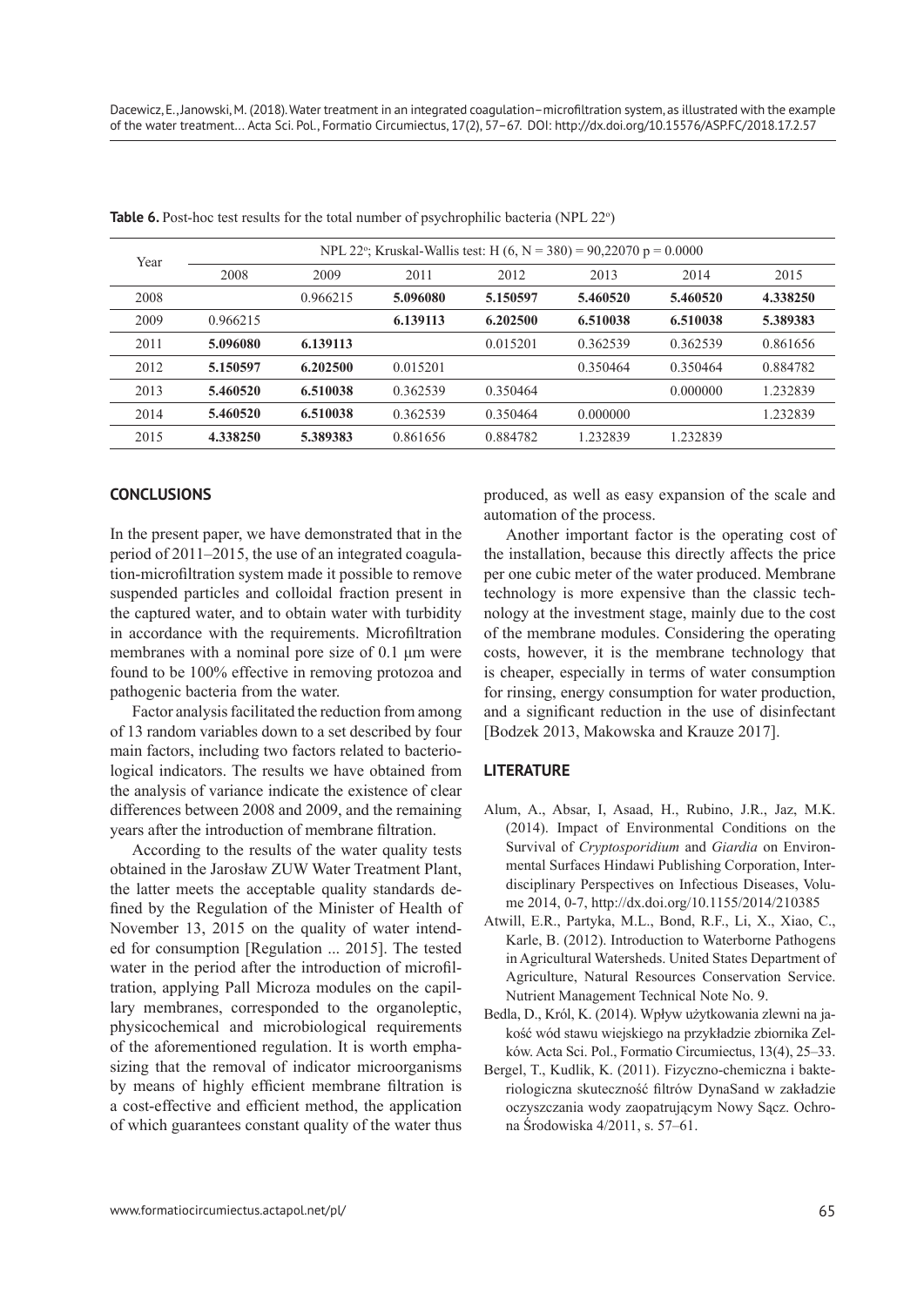**Table 6.** Post-hoc test results for the total number of psychrophilic bacteria (NPL 22°)

| Year | NPL 22°; Kruskal-Wallis test: H (6, N = 380) = 90,22070 p = 0.0000 | | | | | | |
|---|---|---|---|---|---|---|---|
| | 2008 | 2009 | 2011 | 2012 | 2013 | 2014 | 2015 |
| 2008 | | 0.966215 | **5.096080** | **5.150597** | **5.460520** | **5.460520** | **4.338250** |
| 2009 | 0.966215 | | **6.139113** | **6.202500** | **6.510038** | **6.510038** | **5.389383** |
| 2011 | **5.096080** | **6.139113** | | 0.015201 | 0.362539 | 0.362539 | 0.861656 |
| 2012 | **5.150597** | **6.202500** | 0.015201 | | 0.350464 | 0.350464 | 0.884782 |
| 2013 | **5.460520** | **6.510038** | 0.362539 | 0.350464 | | 0.000000 | 1.232839 |
| 2014 | **5.460520** | **6.510038** | 0.362539 | 0.350464 | 0.000000 | | 1.232839 |
| 2015 | **4.338250** | **5.389383** | 0.861656 | 0.884782 | 1.232839 | 1.232839 | |

## CONCLUSIONS

In the present paper, we have demonstrated that in the period of 2011–2015, the use of an integrated coagulation-microfiltration system made it possible to remove suspended particles and colloidal fraction present in the captured water, and to obtain water with turbidity in accordance with the requirements. Microfiltration membranes with a nominal pore size of 0.1 μm were found to be 100% effective in removing protozoa and pathogenic bacteria from the water.

Factor analysis facilitated the reduction from among of 13 random variables down to a set described by four main factors, including two factors related to bacteriological indicators. The results we have obtained from the analysis of variance indicate the existence of clear differences between 2008 and 2009, and the remaining years after the introduction of membrane filtration.

According to the results of the water quality tests obtained in the Jarosław ZUW Water Treatment Plant, the latter meets the acceptable quality standards defined by the Regulation of the Minister of Health of November 13, 2015 on the quality of water intended for consumption [Regulation ... 2015]. The tested water in the period after the introduction of microfiltration, applying Pall Microza modules on the capillary membranes, corresponded to the organoleptic, physicochemical and microbiological requirements of the aforementioned regulation. It is worth emphasizing that the removal of indicator microorganisms by means of highly efficient membrane filtration is a cost-effective and efficient method, the application of which guarantees constant quality of the water thus produced, as well as easy expansion of the scale and automation of the process.

Another important factor is the operating cost of the installation, because this directly affects the price per one cubic meter of the water produced. Membrane technology is more expensive than the classic technology at the investment stage, mainly due to the cost of the membrane modules. Considering the operating costs, however, it is the membrane technology that is cheaper, especially in terms of water consumption for rinsing, energy consumption for water production, and a significant reduction in the use of disinfectant [Bodzek 2013, Makowska and Krauze 2017].

## LITERATURE

Alum, A., Absar, I, Asaad, H., Rubino, J.R., Jaz, M.K. (2014). Impact of Environmental Conditions on the Survival of *Cryptosporidium* and *Giardia* on Environmental Surfaces Hindawi Publishing Corporation, Interdisciplinary Perspectives on Infectious Diseases, Volume 2014, 0-7, http://dx.doi.org/10.1155/2014/210385

Atwill, E.R., Partyka, M.L., Bond, R.F., Li, X., Xiao, C., Karle, B. (2012). Introduction to Waterborne Pathogens in Agricultural Watersheds. United States Department of Agriculture, Natural Resources Conservation Service. Nutrient Management Technical Note No. 9.

Bedla, D., Król, K. (2014). Wpływ użytkowania zlewni na jakość wód stawu wiejskiego na przykładzie zbiornika Zelków. Acta Sci. Pol., Formatio Circumiectus, 13(4), 25–33.

Bergel, T., Kudlik, K. (2011). Fizyczno-chemiczna i bakteriologiczna skuteczność filtrów DynaSand w zakładzie oczyszczania wody zaopatrującym Nowy Sącz. Ochrona Środowiska 4/2011, s. 57–61.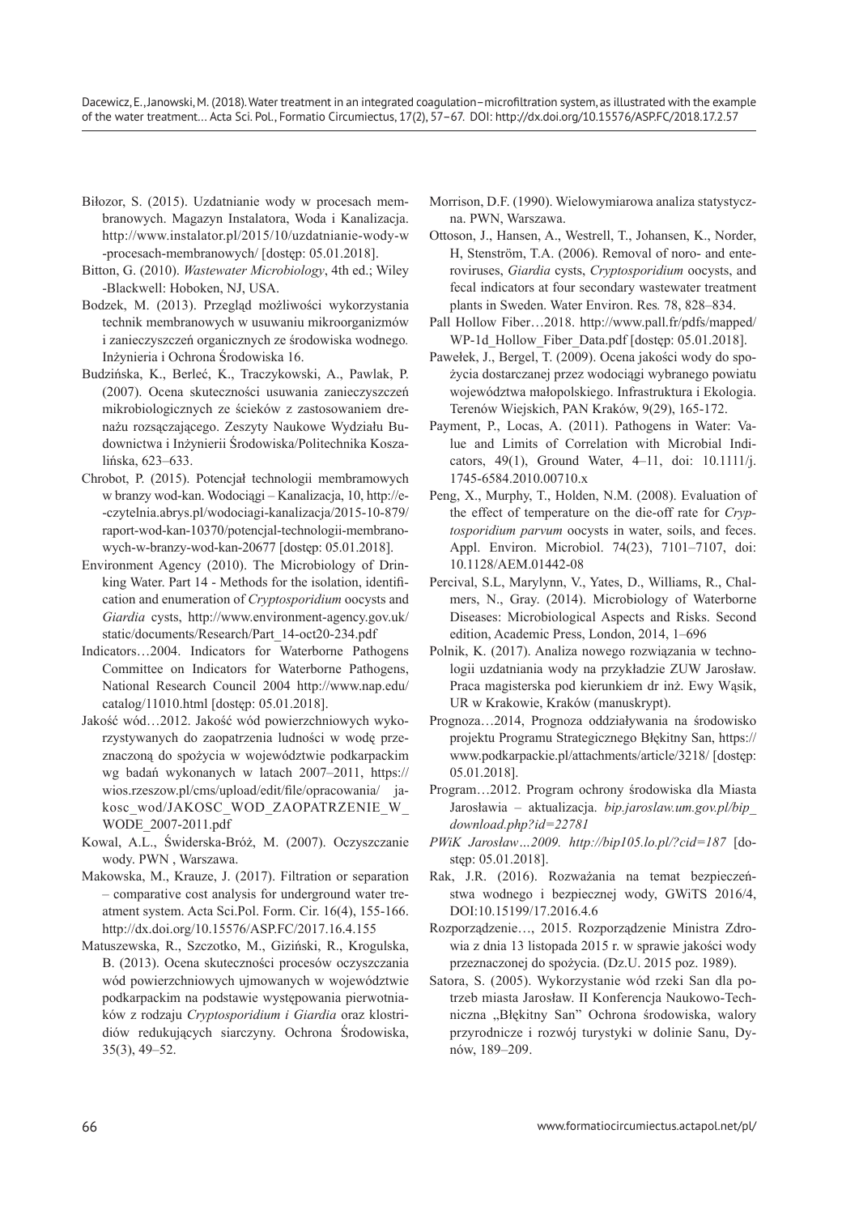Biłozor, S. (2015). Uzdatnianie wody w procesach membranowych. Magazyn Instalatora, Woda i Kanalizacja. http://www.instalator.pl/2015/10/uzdatnianie-wody-w-procesach-membranowych/ [dostęp: 05.01.2018].

Bitton, G. (2010). *Wastewater Microbiology*, 4th ed.; Wiley-Blackwell: Hoboken, NJ, USA.

Bodzek, M. (2013). Przegląd możliwości wykorzystania technik membranowych w usuwaniu mikroorganizmów i zanieczyszczeń organicznych ze środowiska wodnego. Inżynieria i Ochrona Środowiska 16.

Budzińska, K., Berleć, K., Traczykowski, A., Pawlak, P. (2007). Ocena skuteczności usuwania zanieczyszczeń mikrobiologicznych ze ścieków z zastosowaniem drenażu rozsączającego. Zeszyty Naukowe Wydziału Budownictwa i Inżynierii Środowiska/Politechnika Koszalińska, 623–633.

Chrobot, P. (2015). Potencjał technologii membramowych w branzy wod-kan. Wodociągi – Kanalizacja, 10, http://e-czytelnia.abrys.pl/wodociagi-kanalizacja/2015-10-879/raport-wod-kan-10370/potencjal-technologii-membranowych-w-branzy-wod-kan-20677 [dostęp: 05.01.2018].

Environment Agency (2010). The Microbiology of Drinking Water. Part 14 - Methods for the isolation, identification and enumeration of *Cryptosporidium* oocysts and *Giardia* cysts, http://www.environment-agency.gov.uk/static/documents/Research/Part_14-oct20-234.pdf

Indicators…2004. Indicators for Waterborne Pathogens Committee on Indicators for Waterborne Pathogens, National Research Council 2004 http://www.nap.edu/catalog/11010.html [dostęp: 05.01.2018].

Jakość wód…2012. Jakość wód powierzchniowych wykorzystywanych do zaopatrzenia ludności w wodę przeznaczoną do spożycia w województwie podkarpackim wg badań wykonanych w latach 2007–2011, https://wios.rzeszow.pl/cms/upload/edit/file/opracowania/jakosc_wod/JAKOSC_WOD_ZAOPATRZENIE_W_WODE_2007-2011.pdf

Kowal, A.L., Świderska-Bróż, M. (2007). Oczyszczanie wody. PWN , Warszawa.

Makowska, M., Krauze, J. (2017). Filtration or separation – comparative cost analysis for underground water treatment system. Acta Sci.Pol. Form. Cir. 16(4), 155-166. http://dx.doi.org/10.15576/ASP.FC/2017.16.4.155

Matuszewska, R., Szczotko, M., Giziński, R., Krogulska, B. (2013). Ocena skuteczności procesów oczyszczania wód powierzchniowych ujmowanych w województwie podkarpackim na podstawie występowania pierwotniaków z rodzaju *Cryptosporidium i Giardia* oraz klostridiów redukujących siarczyny. Ochrona Środowiska, 35(3), 49–52.

Morrison, D.F. (1990). Wielowymiarowa analiza statystyczna. PWN, Warszawa.

Ottoson, J., Hansen, A., Westrell, T., Johansen, K., Norder, H, Stenström, T.A. (2006). Removal of noro- and enteroviruses, *Giardia* cysts, *Cryptosporidium* oocysts, and fecal indicators at four secondary wastewater treatment plants in Sweden. Water Environ. Res*.* 78, 828–834.

Pall Hollow Fiber…2018. http://www.pall.fr/pdfs/mapped/WP-1d_Hollow_Fiber_Data.pdf [dostęp: 05.01.2018].

Pawełek, J., Bergel, T. (2009). Ocena jakości wody do spożycia dostarczanej przez wodociągi wybranego powiatu województwa małopolskiego. Infrastruktura i Ekologia. Terenów Wiejskich, PAN Kraków, 9(29), 165-172.

Payment, P., Locas, A. (2011). Pathogens in Water: Value and Limits of Correlation with Microbial Indicators, 49(1), Ground Water, 4–11, doi: 10.1111/j.1745-6584.2010.00710.x

Peng, X., Murphy, T., Holden, N.M. (2008). Evaluation of the effect of temperature on the die-off rate for *Cryptosporidium parvum* oocysts in water, soils, and feces. Appl. Environ. Microbiol. 74(23), 7101–7107, doi: 10.1128/AEM.01442-08

Percival, S.L, Marylynn, V., Yates, D., Williams, R., Chalmers, N., Gray. (2014). Microbiology of Waterborne Diseases: Microbiological Aspects and Risks. Second edition, Academic Press, London, 2014, 1–696

Polnik, K. (2017). Analiza nowego rozwiązania w technologii uzdatniania wody na przykładzie ZUW Jarosław. Praca magisterska pod kierunkiem dr inż. Ewy Wąsik, UR w Krakowie, Kraków (manuskrypt).

Prognoza…2014, Prognoza oddziaływania na środowisko projektu Programu Strategicznego Błękitny San, https://www.podkarpackie.pl/attachments/article/3218/ [dostęp: 05.01.2018].

Program…2012. Program ochrony środowiska dla Miasta Jarosławia – aktualizacja. *bip.jaroslaw.um.gov.pl/bip_download.php?id=22781*

*PWiK Jarosław…2009. http://bip105.lo.pl/?cid=187* [dostęp: 05.01.2018].

Rak, J.R. (2016). Rozważania na temat bezpieczeństwa wodnego i bezpiecznej wody, GWiTS 2016/4, DOI:10.15199/17.2016.4.6

Rozporządzenie…, 2015. Rozporządzenie Ministra Zdrowia z dnia 13 listopada 2015 r. w sprawie jakości wody przeznaczonej do spożycia. (Dz.U. 2015 poz. 1989).

Satora, S. (2005). Wykorzystanie wód rzeki San dla potrzeb miasta Jarosław. II Konferencja Naukowo-Techniczna „Błękitny San" Ochrona środowiska, walory przyrodnicze i rozwój turystyki w dolinie Sanu, Dynów, 189–209.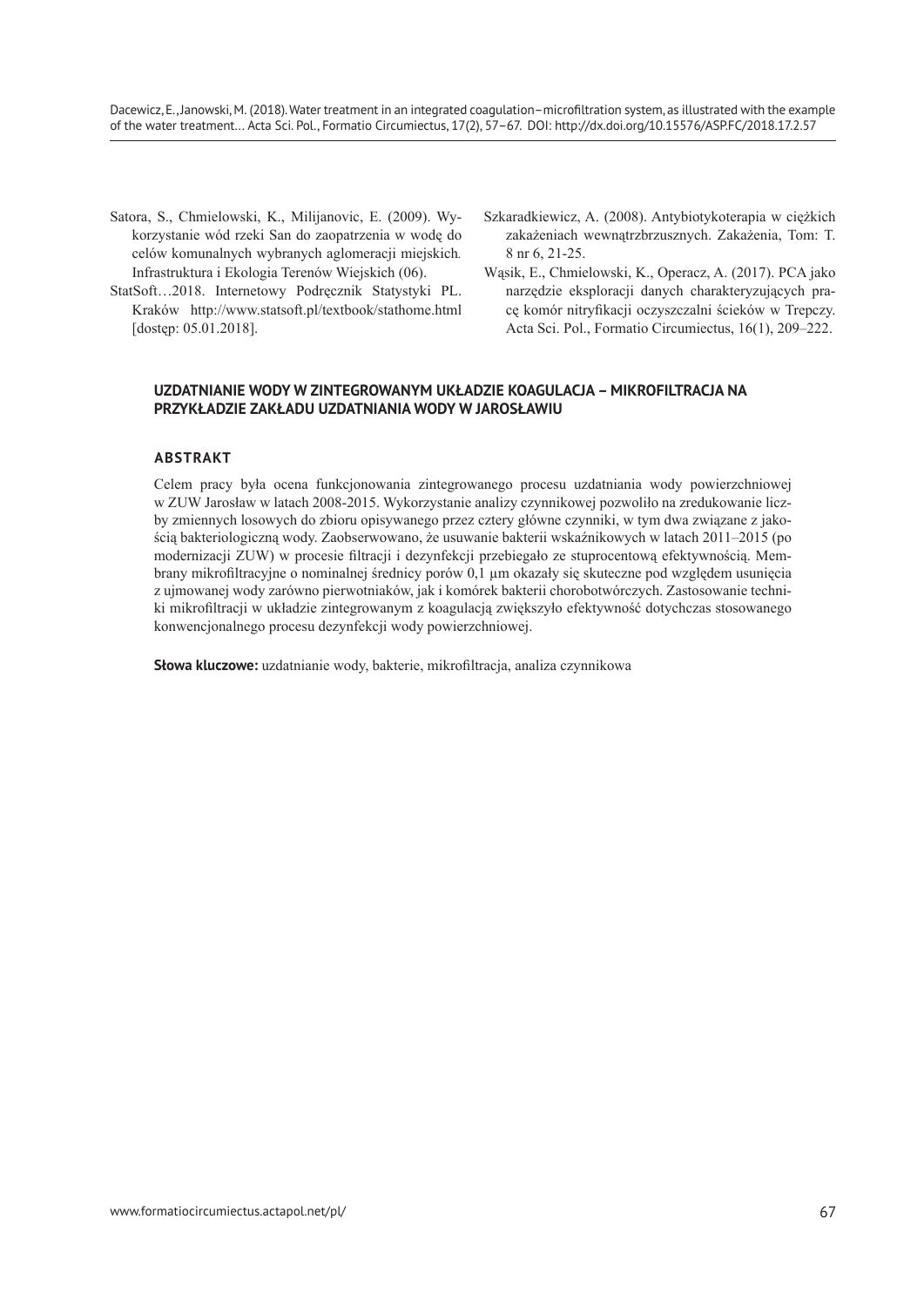Satora, S., Chmielowski, K., Milijanovic, E. (2009). Wykorzystanie wód rzeki San do zaopatrzenia w wodę do celów komunalnych wybranych aglomeracji miejskich. Infrastruktura i Ekologia Terenów Wiejskich (06).

StatSoft…2018. Internetowy Podręcznik Statystyki PL. Kraków http://www.statsoft.pl/textbook/stathome.html [dostęp: 05.01.2018].

Szkaradkiewicz, A. (2008). Antybiotykoterapia w ciężkich zakażeniach wewnątrzbrzusznych. Zakażenia, Tom: T. 8 nr 6, 21-25.

Wąsik, E., Chmielowski, K., Operacz, A. (2017). PCA jako narzędzie eksploracji danych charakteryzujących pracę komór nitryfikacji oczyszczalni ścieków w Trepczy. Acta Sci. Pol., Formatio Circumiectus, 16(1), 209–222.

## UZDATNIANIE WODY W ZINTEGROWANYM UKŁADZIE KOAGULACJA – MIKROFILTRACJA NA PRZYKŁADZIE ZAKŁADU UZDATNIANIA WODY W JAROSŁAWIU

### ABSTRAKT

Celem pracy była ocena funkcjonowania zintegrowanego procesu uzdatniania wody powierzchniowej w ZUW Jarosław w latach 2008-2015. Wykorzystanie analizy czynnikowej pozwoliło na zredukowanie liczby zmiennych losowych do zbioru opisywanego przez cztery główne czynniki, w tym dwa związane z jakością bakteriologiczną wody. Zaobserwowano, że usuwanie bakterii wskaźnikowych w latach 2011–2015 (po modernizacji ZUW) w procesie filtracji i dezynfekcji przebiegało ze stuprocentową efektywnością. Membrany mikrofiltracyjne o nominalnej średnicy porów 0,1 µm okazały się skuteczne pod względem usunięcia z ujmowanej wody zarówno pierwotniaków, jak i komórek bakterii chorobotwórczych. Zastosowanie techniki mikrofiltracji w układzie zintegrowanym z koagulacją zwiększyło efektywność dotychczas stosowanego konwencjonalnego procesu dezynfekcji wody powierzchniowej.

**Słowa kluczowe:** uzdatnianie wody, bakterie, mikrofiltracja, analiza czynnikowa